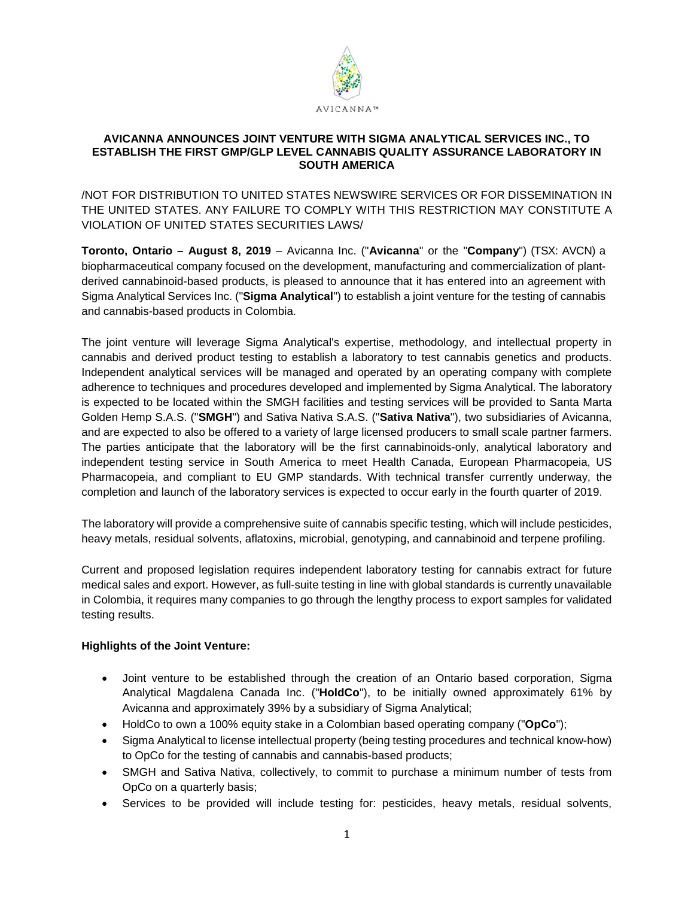AVICANNA™

# AVICANNA ANNOUNCES JOINT VENTURE WITH SIGMA ANALYTICAL SERVICES INC., TO ESTABLISH THE FIRST GMP/GLP LEVEL CANNABIS QUALITY ASSURANCE LABORATORY IN SOUTH AMERICA

/NOT FOR DISTRIBUTION TO UNITED STATES NEWSWIRE SERVICES OR FOR DISSEMINATION IN THE UNITED STATES. ANY FAILURE TO COMPLY WITH THIS RESTRICTION MAY CONSTITUTE A VIOLATION OF UNITED STATES SECURITIES LAWS/

**Toronto, Ontario – August 8, 2019** – Avicanna Inc. ("**Avicanna**" or the "**Company**") (TSX: AVCN) a biopharmaceutical company focused on the development, manufacturing and commercialization of plant-derived cannabinoid-based products, is pleased to announce that it has entered into an agreement with Sigma Analytical Services Inc. ("**Sigma Analytical**") to establish a joint venture for the testing of cannabis and cannabis-based products in Colombia.

The joint venture will leverage Sigma Analytical's expertise, methodology, and intellectual property in cannabis and derived product testing to establish a laboratory to test cannabis genetics and products. Independent analytical services will be managed and operated by an operating company with complete adherence to techniques and procedures developed and implemented by Sigma Analytical. The laboratory is expected to be located within the SMGH facilities and testing services will be provided to Santa Marta Golden Hemp S.A.S. ("**SMGH**") and Sativa Nativa S.A.S. ("**Sativa Nativa**"), two subsidiaries of Avicanna, and are expected to also be offered to a variety of large licensed producers to small scale partner farmers. The parties anticipate that the laboratory will be the first cannabinoids-only, analytical laboratory and independent testing service in South America to meet Health Canada, European Pharmacopeia, US Pharmacopeia, and compliant to EU GMP standards. With technical transfer currently underway, the completion and launch of the laboratory services is expected to occur early in the fourth quarter of 2019.

The laboratory will provide a comprehensive suite of cannabis specific testing, which will include pesticides, heavy metals, residual solvents, aflatoxins, microbial, genotyping, and cannabinoid and terpene profiling.

Current and proposed legislation requires independent laboratory testing for cannabis extract for future medical sales and export. However, as full-suite testing in line with global standards is currently unavailable in Colombia, it requires many companies to go through the lengthy process to export samples for validated testing results.

**Highlights of the Joint Venture:**

- Joint venture to be established through the creation of an Ontario based corporation, Sigma Analytical Magdalena Canada Inc. ("**HoldCo**"), to be initially owned approximately 61% by Avicanna and approximately 39% by a subsidiary of Sigma Analytical;
- HoldCo to own a 100% equity stake in a Colombian based operating company ("**OpCo**");
- Sigma Analytical to license intellectual property (being testing procedures and technical know-how) to OpCo for the testing of cannabis and cannabis-based products;
- SMGH and Sativa Nativa, collectively, to commit to purchase a minimum number of tests from OpCo on a quarterly basis;
- Services to be provided will include testing for: pesticides, heavy metals, residual solvents,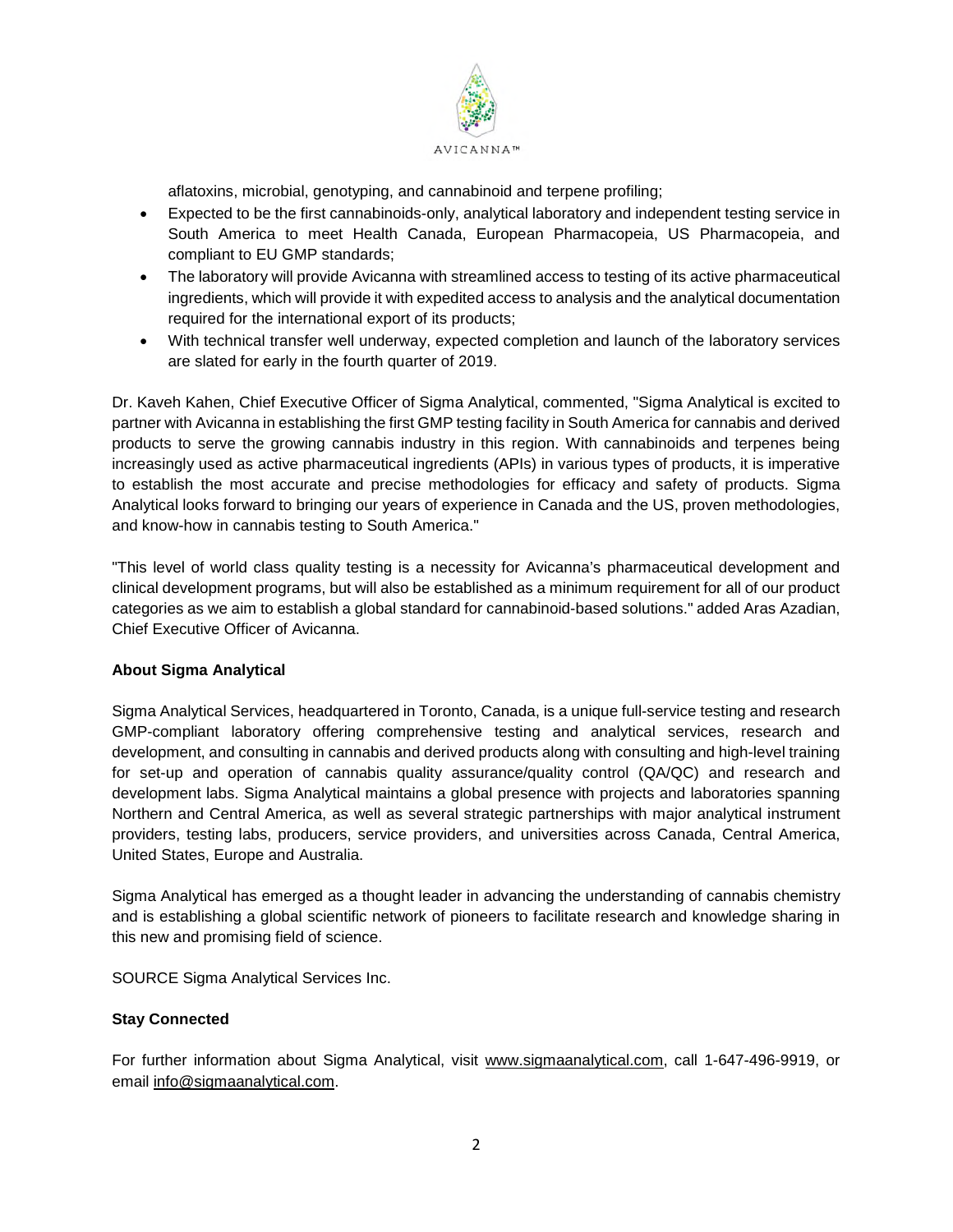aflatoxins, microbial, genotyping, and cannabinoid and terpene profiling;

- Expected to be the first cannabinoids-only, analytical laboratory and independent testing service in South America to meet Health Canada, European Pharmacopeia, US Pharmacopeia, and compliant to EU GMP standards;
- The laboratory will provide Avicanna with streamlined access to testing of its active pharmaceutical ingredients, which will provide it with expedited access to analysis and the analytical documentation required for the international export of its products;
- With technical transfer well underway, expected completion and launch of the laboratory services are slated for early in the fourth quarter of 2019.

Dr. Kaveh Kahen, Chief Executive Officer of Sigma Analytical, commented, "Sigma Analytical is excited to partner with Avicanna in establishing the first GMP testing facility in South America for cannabis and derived products to serve the growing cannabis industry in this region. With cannabinoids and terpenes being increasingly used as active pharmaceutical ingredients (APIs) in various types of products, it is imperative to establish the most accurate and precise methodologies for efficacy and safety of products. Sigma Analytical looks forward to bringing our years of experience in Canada and the US, proven methodologies, and know-how in cannabis testing to South America."

"This level of world class quality testing is a necessity for Avicanna's pharmaceutical development and clinical development programs, but will also be established as a minimum requirement for all of our product categories as we aim to establish a global standard for cannabinoid-based solutions." added Aras Azadian, Chief Executive Officer of Avicanna.

**About Sigma Analytical**

Sigma Analytical Services, headquartered in Toronto, Canada, is a unique full-service testing and research GMP-compliant laboratory offering comprehensive testing and analytical services, research and development, and consulting in cannabis and derived products along with consulting and high-level training for set-up and operation of cannabis quality assurance/quality control (QA/QC) and research and development labs. Sigma Analytical maintains a global presence with projects and laboratories spanning Northern and Central America, as well as several strategic partnerships with major analytical instrument providers, testing labs, producers, service providers, and universities across Canada, Central America, United States, Europe and Australia.

Sigma Analytical has emerged as a thought leader in advancing the understanding of cannabis chemistry and is establishing a global scientific network of pioneers to facilitate research and knowledge sharing in this new and promising field of science.

SOURCE Sigma Analytical Services Inc.

**Stay Connected**

For further information about Sigma Analytical, visit www.sigmaanalytical.com, call 1-647-496-9919, or email info@sigmaanalytical.com.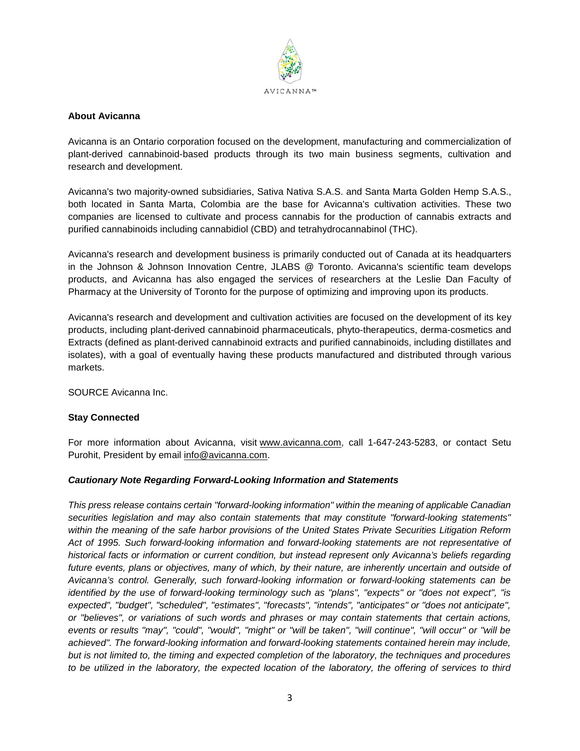## About Avicanna

Avicanna is an Ontario corporation focused on the development, manufacturing and commercialization of plant-derived cannabinoid-based products through its two main business segments, cultivation and research and development.

Avicanna's two majority-owned subsidiaries, Sativa Nativa S.A.S. and Santa Marta Golden Hemp S.A.S., both located in Santa Marta, Colombia are the base for Avicanna's cultivation activities. These two companies are licensed to cultivate and process cannabis for the production of cannabis extracts and purified cannabinoids including cannabidiol (CBD) and tetrahydrocannabinol (THC).

Avicanna's research and development business is primarily conducted out of Canada at its headquarters in the Johnson & Johnson Innovation Centre, JLABS @ Toronto. Avicanna's scientific team develops products, and Avicanna has also engaged the services of researchers at the Leslie Dan Faculty of Pharmacy at the University of Toronto for the purpose of optimizing and improving upon its products.

Avicanna's research and development and cultivation activities are focused on the development of its key products, including plant-derived cannabinoid pharmaceuticals, phyto-therapeutics, derma-cosmetics and Extracts (defined as plant-derived cannabinoid extracts and purified cannabinoids, including distillates and isolates), with a goal of eventually having these products manufactured and distributed through various markets.

SOURCE Avicanna Inc.

## Stay Connected

For more information about Avicanna, visit www.avicanna.com, call 1-647-243-5283, or contact Setu Purohit, President by email info@avicanna.com.

### *Cautionary Note Regarding Forward-Looking Information and Statements*

*This press release contains certain "forward-looking information" within the meaning of applicable Canadian securities legislation and may also contain statements that may constitute "forward-looking statements" within the meaning of the safe harbor provisions of the United States Private Securities Litigation Reform Act of 1995. Such forward-looking information and forward-looking statements are not representative of historical facts or information or current condition, but instead represent only Avicanna's beliefs regarding future events, plans or objectives, many of which, by their nature, are inherently uncertain and outside of Avicanna's control. Generally, such forward-looking information or forward-looking statements can be identified by the use of forward-looking terminology such as "plans", "expects" or "does not expect", "is expected", "budget", "scheduled", "estimates", "forecasts", "intends", "anticipates" or "does not anticipate", or "believes", or variations of such words and phrases or may contain statements that certain actions, events or results "may", "could", "would", "might" or "will be taken", "will continue", "will occur" or "will be achieved". The forward-looking information and forward-looking statements contained herein may include, but is not limited to, the timing and expected completion of the laboratory, the techniques and procedures to be utilized in the laboratory, the expected location of the laboratory, the offering of services to third*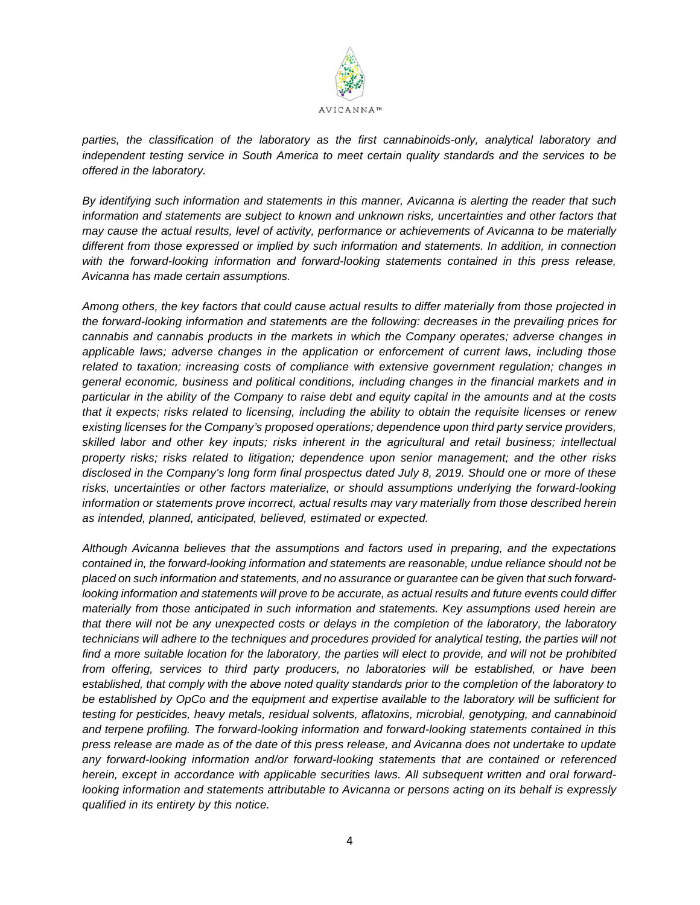*parties, the classification of the laboratory as the first cannabinoids-only, analytical laboratory and independent testing service in South America to meet certain quality standards and the services to be offered in the laboratory.*

*By identifying such information and statements in this manner, Avicanna is alerting the reader that such information and statements are subject to known and unknown risks, uncertainties and other factors that may cause the actual results, level of activity, performance or achievements of Avicanna to be materially different from those expressed or implied by such information and statements. In addition, in connection with the forward-looking information and forward-looking statements contained in this press release, Avicanna has made certain assumptions.*

*Among others, the key factors that could cause actual results to differ materially from those projected in the forward-looking information and statements are the following: decreases in the prevailing prices for cannabis and cannabis products in the markets in which the Company operates; adverse changes in applicable laws; adverse changes in the application or enforcement of current laws, including those related to taxation; increasing costs of compliance with extensive government regulation; changes in general economic, business and political conditions, including changes in the financial markets and in particular in the ability of the Company to raise debt and equity capital in the amounts and at the costs that it expects; risks related to licensing, including the ability to obtain the requisite licenses or renew existing licenses for the Company's proposed operations; dependence upon third party service providers, skilled labor and other key inputs; risks inherent in the agricultural and retail business; intellectual property risks; risks related to litigation; dependence upon senior management; and the other risks disclosed in the Company's long form final prospectus dated July 8, 2019. Should one or more of these risks, uncertainties or other factors materialize, or should assumptions underlying the forward-looking information or statements prove incorrect, actual results may vary materially from those described herein as intended, planned, anticipated, believed, estimated or expected.*

*Although Avicanna believes that the assumptions and factors used in preparing, and the expectations contained in, the forward-looking information and statements are reasonable, undue reliance should not be placed on such information and statements, and no assurance or guarantee can be given that such forward-looking information and statements will prove to be accurate, as actual results and future events could differ materially from those anticipated in such information and statements. Key assumptions used herein are that there will not be any unexpected costs or delays in the completion of the laboratory, the laboratory technicians will adhere to the techniques and procedures provided for analytical testing, the parties will not find a more suitable location for the laboratory, the parties will elect to provide, and will not be prohibited from offering, services to third party producers, no laboratories will be established, or have been established, that comply with the above noted quality standards prior to the completion of the laboratory to be established by OpCo and the equipment and expertise available to the laboratory will be sufficient for testing for pesticides, heavy metals, residual solvents, aflatoxins, microbial, genotyping, and cannabinoid and terpene profiling. The forward-looking information and forward-looking statements contained in this press release are made as of the date of this press release, and Avicanna does not undertake to update any forward-looking information and/or forward-looking statements that are contained or referenced herein, except in accordance with applicable securities laws. All subsequent written and oral forward-looking information and statements attributable to Avicanna or persons acting on its behalf is expressly qualified in its entirety by this notice.*